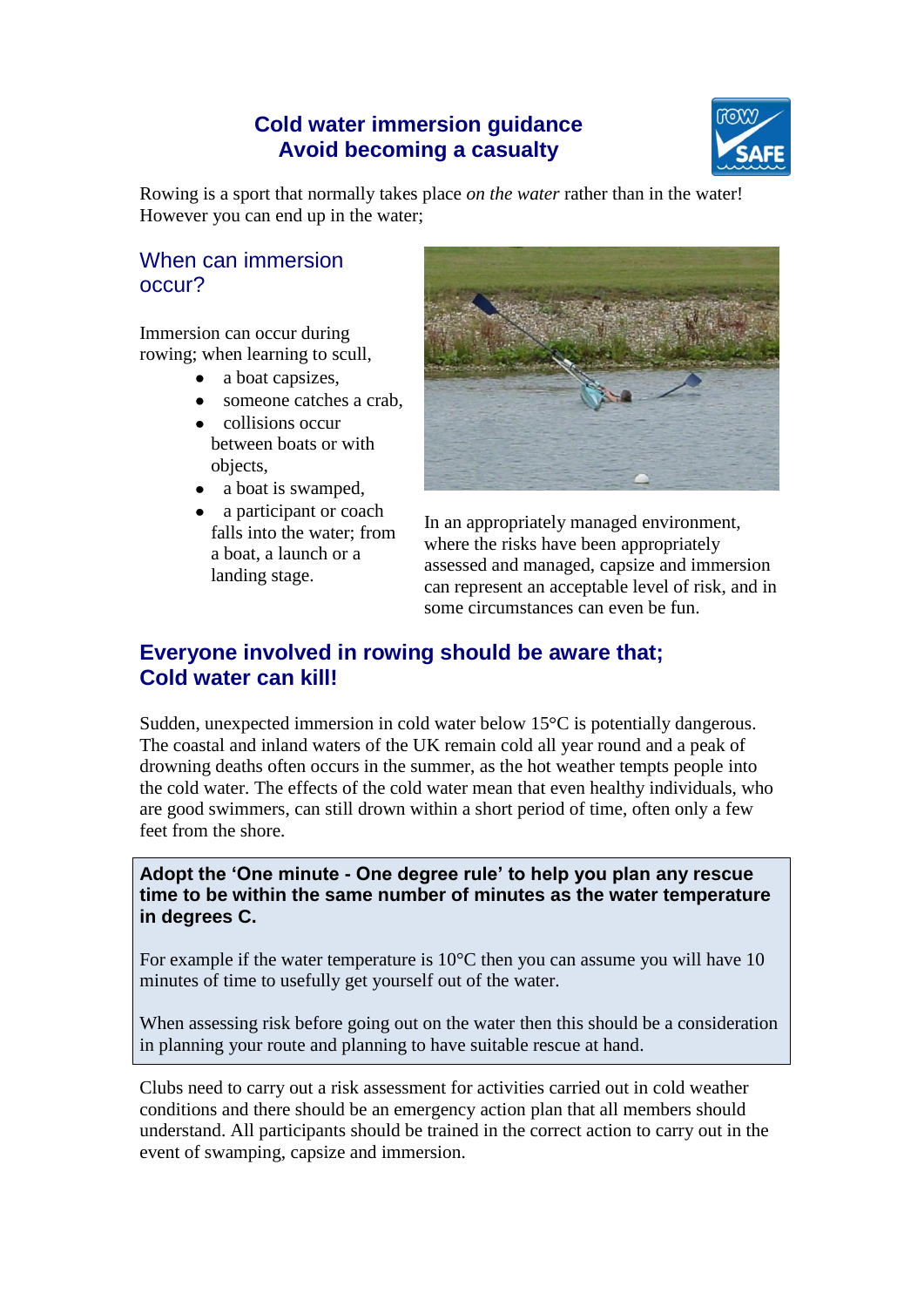# Cold water immersion guidance
# Avoid becoming a casualty

Rowing is a sport that normally takes place *on the water* rather than in the water! However you can end up in the water;

## When can immersion occur?

Immersion can occur during rowing; when learning to scull,

- a boat capsizes,
- someone catches a crab,
- collisions occur between boats or with objects,
- a boat is swamped,
- a participant or coach falls into the water; from a boat, a launch or a landing stage.

In an appropriately managed environment, where the risks have been appropriately assessed and managed, capsize and immersion can represent an acceptable level of risk, and in some circumstances can even be fun.

## Everyone involved in rowing should be aware that; Cold water can kill!

Sudden, unexpected immersion in cold water below 15°C is potentially dangerous. The coastal and inland waters of the UK remain cold all year round and a peak of drowning deaths often occurs in the summer, as the hot weather tempts people into the cold water. The effects of the cold water mean that even healthy individuals, who are good swimmers, can still drown within a short period of time, often only a few feet from the shore.

**Adopt the 'One minute - One degree rule' to help you plan any rescue time to be within the same number of minutes as the water temperature in degrees C.**

For example if the water temperature is 10°C then you can assume you will have 10 minutes of time to usefully get yourself out of the water.

When assessing risk before going out on the water then this should be a consideration in planning your route and planning to have suitable rescue at hand.

Clubs need to carry out a risk assessment for activities carried out in cold weather conditions and there should be an emergency action plan that all members should understand. All participants should be trained in the correct action to carry out in the event of swamping, capsize and immersion.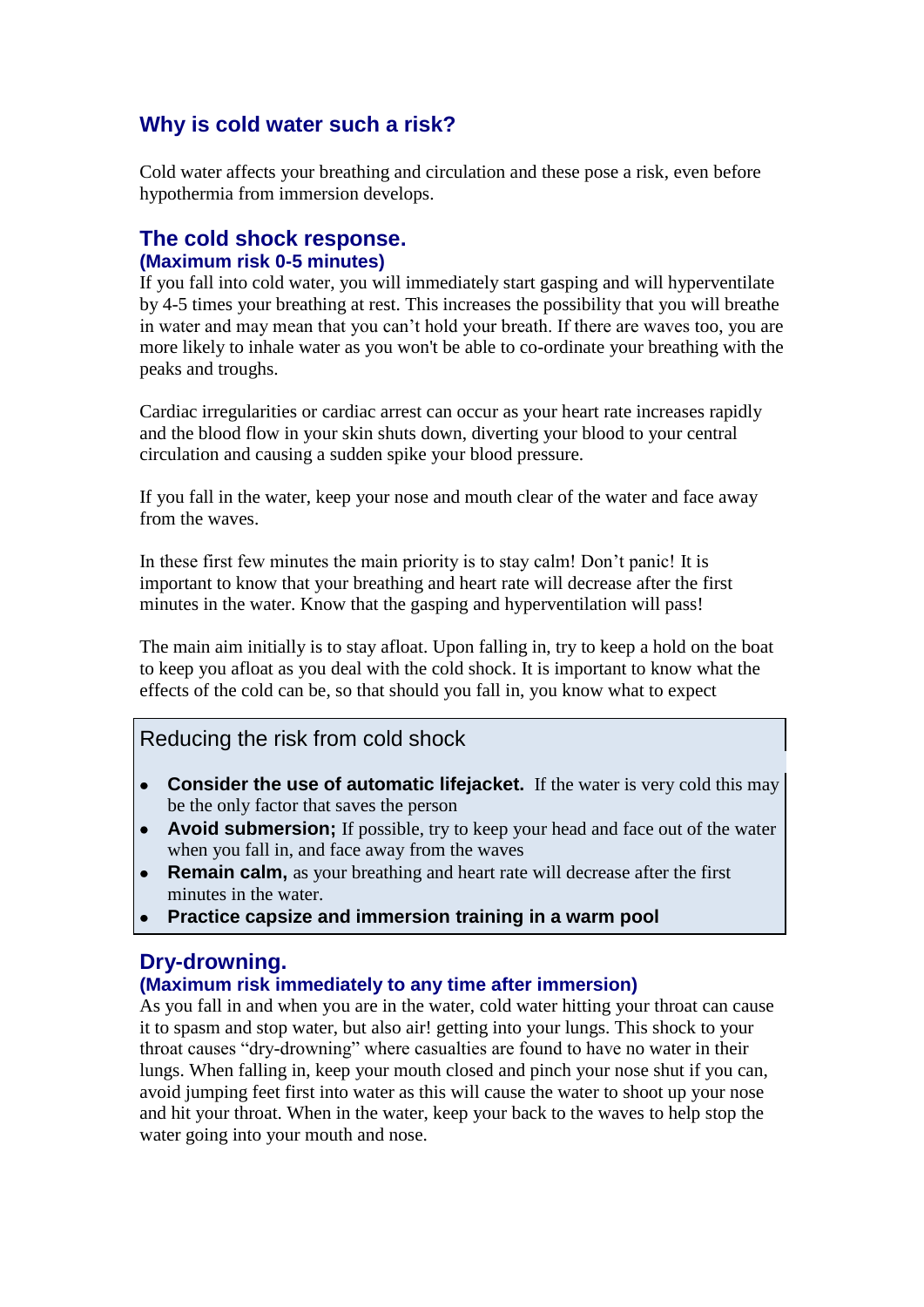## Why is cold water such a risk?

Cold water affects your breathing and circulation and these pose a risk, even before hypothermia from immersion develops.

## The cold shock response.

### (Maximum risk 0-5 minutes)

If you fall into cold water, you will immediately start gasping and will hyperventilate by 4-5 times your breathing at rest. This increases the possibility that you will breathe in water and may mean that you can't hold your breath. If there are waves too, you are more likely to inhale water as you won't be able to co-ordinate your breathing with the peaks and troughs.

Cardiac irregularities or cardiac arrest can occur as your heart rate increases rapidly and the blood flow in your skin shuts down, diverting your blood to your central circulation and causing a sudden spike your blood pressure.

If you fall in the water, keep your nose and mouth clear of the water and face away from the waves.

In these first few minutes the main priority is to stay calm! Don't panic! It is important to know that your breathing and heart rate will decrease after the first minutes in the water. Know that the gasping and hyperventilation will pass!

The main aim initially is to stay afloat. Upon falling in, try to keep a hold on the boat to keep you afloat as you deal with the cold shock. It is important to know what the effects of the cold can be, so that should you fall in, you know what to expect

### Reducing the risk from cold shock

- **Consider the use of automatic lifejacket.** If the water is very cold this may be the only factor that saves the person
- **Avoid submersion;** If possible, try to keep your head and face out of the water when you fall in, and face away from the waves
- **Remain calm,** as your breathing and heart rate will decrease after the first minutes in the water.
- **Practice capsize and immersion training in a warm pool**

## Dry-drowning.

### (Maximum risk immediately to any time after immersion)

As you fall in and when you are in the water, cold water hitting your throat can cause it to spasm and stop water, but also air! getting into your lungs. This shock to your throat causes "dry-drowning" where casualties are found to have no water in their lungs. When falling in, keep your mouth closed and pinch your nose shut if you can, avoid jumping feet first into water as this will cause the water to shoot up your nose and hit your throat. When in the water, keep your back to the waves to help stop the water going into your mouth and nose.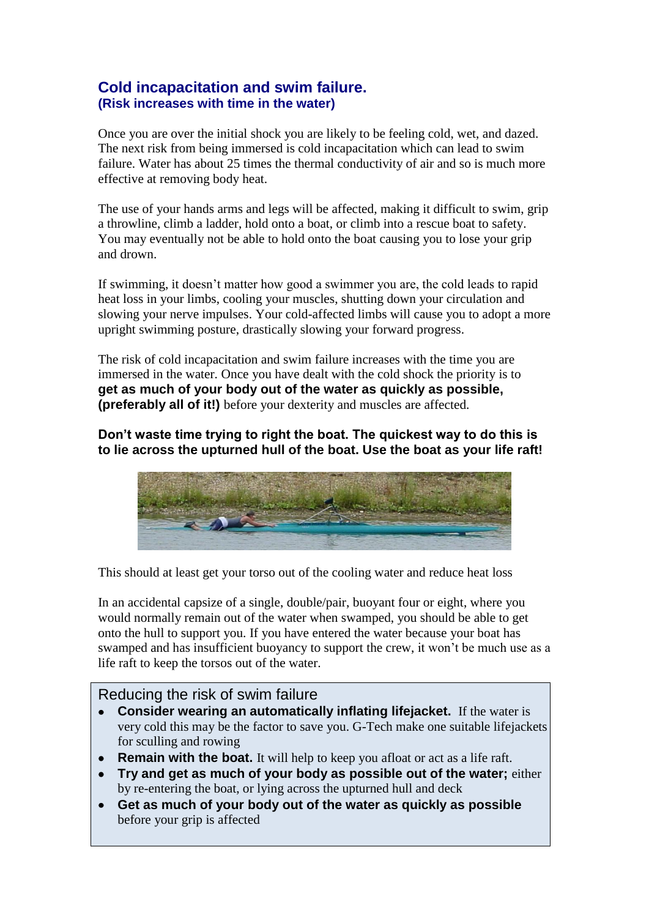## Cold incapacitation and swim failure.
### (Risk increases with time in the water)

Once you are over the initial shock you are likely to be feeling cold, wet, and dazed. The next risk from being immersed is cold incapacitation which can lead to swim failure. Water has about 25 times the thermal conductivity of air and so is much more effective at removing body heat.

The use of your hands arms and legs will be affected, making it difficult to swim, grip a throwline, climb a ladder, hold onto a boat, or climb into a rescue boat to safety. You may eventually not be able to hold onto the boat causing you to lose your grip and drown.

If swimming, it doesn't matter how good a swimmer you are, the cold leads to rapid heat loss in your limbs, cooling your muscles, shutting down your circulation and slowing your nerve impulses. Your cold-affected limbs will cause you to adopt a more upright swimming posture, drastically slowing your forward progress.

The risk of cold incapacitation and swim failure increases with the time you are immersed in the water. Once you have dealt with the cold shock the priority is to **get as much of your body out of the water as quickly as possible, (preferably all of it!)** before your dexterity and muscles are affected.

**Don't waste time trying to right the boat. The quickest way to do this is to lie across the upturned hull of the boat. Use the boat as your life raft!**

This should at least get your torso out of the cooling water and reduce heat loss

In an accidental capsize of a single, double/pair, buoyant four or eight, where you would normally remain out of the water when swamped, you should be able to get onto the hull to support you. If you have entered the water because your boat has swamped and has insufficient buoyancy to support the crew, it won't be much use as a life raft to keep the torsos out of the water.

### Reducing the risk of swim failure

- **Consider wearing an automatically inflating lifejacket.** If the water is very cold this may be the factor to save you. G-Tech make one suitable lifejackets for sculling and rowing
- **Remain with the boat.** It will help to keep you afloat or act as a life raft.
- **Try and get as much of your body as possible out of the water;** either by re-entering the boat, or lying across the upturned hull and deck
- **Get as much of your body out of the water as quickly as possible** before your grip is affected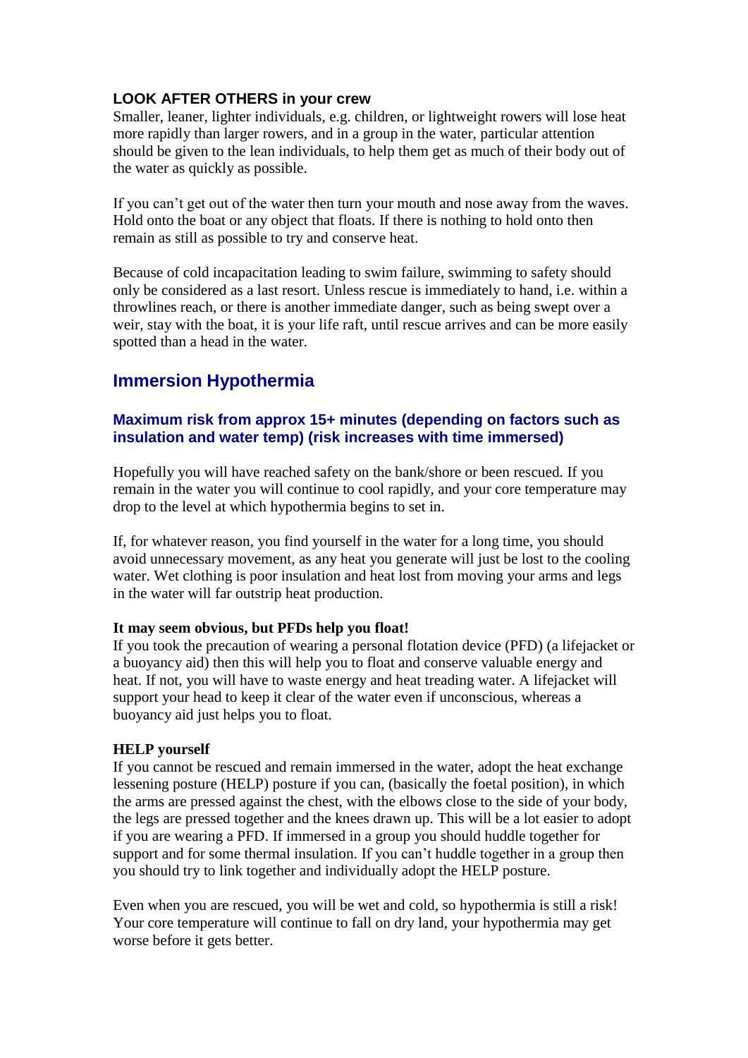**LOOK AFTER OTHERS in your crew**

Smaller, leaner, lighter individuals, e.g. children, or lightweight rowers will lose heat more rapidly than larger rowers, and in a group in the water, particular attention should be given to the lean individuals, to help them get as much of their body out of the water as quickly as possible.

If you can't get out of the water then turn your mouth and nose away from the waves. Hold onto the boat or any object that floats. If there is nothing to hold onto then remain as still as possible to try and conserve heat.

Because of cold incapacitation leading to swim failure, swimming to safety should only be considered as a last resort. Unless rescue is immediately to hand, i.e. within a throwlines reach, or there is another immediate danger, such as being swept over a weir, stay with the boat, it is your life raft, until rescue arrives and can be more easily spotted than a head in the water.

## Immersion Hypothermia

### Maximum risk from approx 15+ minutes (depending on factors such as insulation and water temp) (risk increases with time immersed)

Hopefully you will have reached safety on the bank/shore or been rescued. If you remain in the water you will continue to cool rapidly, and your core temperature may drop to the level at which hypothermia begins to set in.

If, for whatever reason, you find yourself in the water for a long time, you should avoid unnecessary movement, as any heat you generate will just be lost to the cooling water. Wet clothing is poor insulation and heat lost from moving your arms and legs in the water will far outstrip heat production.

**It may seem obvious, but PFDs help you float!**

If you took the precaution of wearing a personal flotation device (PFD) (a lifejacket or a buoyancy aid) then this will help you to float and conserve valuable energy and heat. If not, you will have to waste energy and heat treading water. A lifejacket will support your head to keep it clear of the water even if unconscious, whereas a buoyancy aid just helps you to float.

**HELP yourself**

If you cannot be rescued and remain immersed in the water, adopt the heat exchange lessening posture (HELP) posture if you can, (basically the foetal position), in which the arms are pressed against the chest, with the elbows close to the side of your body, the legs are pressed together and the knees drawn up. This will be a lot easier to adopt if you are wearing a PFD. If immersed in a group you should huddle together for support and for some thermal insulation. If you can't huddle together in a group then you should try to link together and individually adopt the HELP posture.

Even when you are rescued, you will be wet and cold, so hypothermia is still a risk! Your core temperature will continue to fall on dry land, your hypothermia may get worse before it gets better.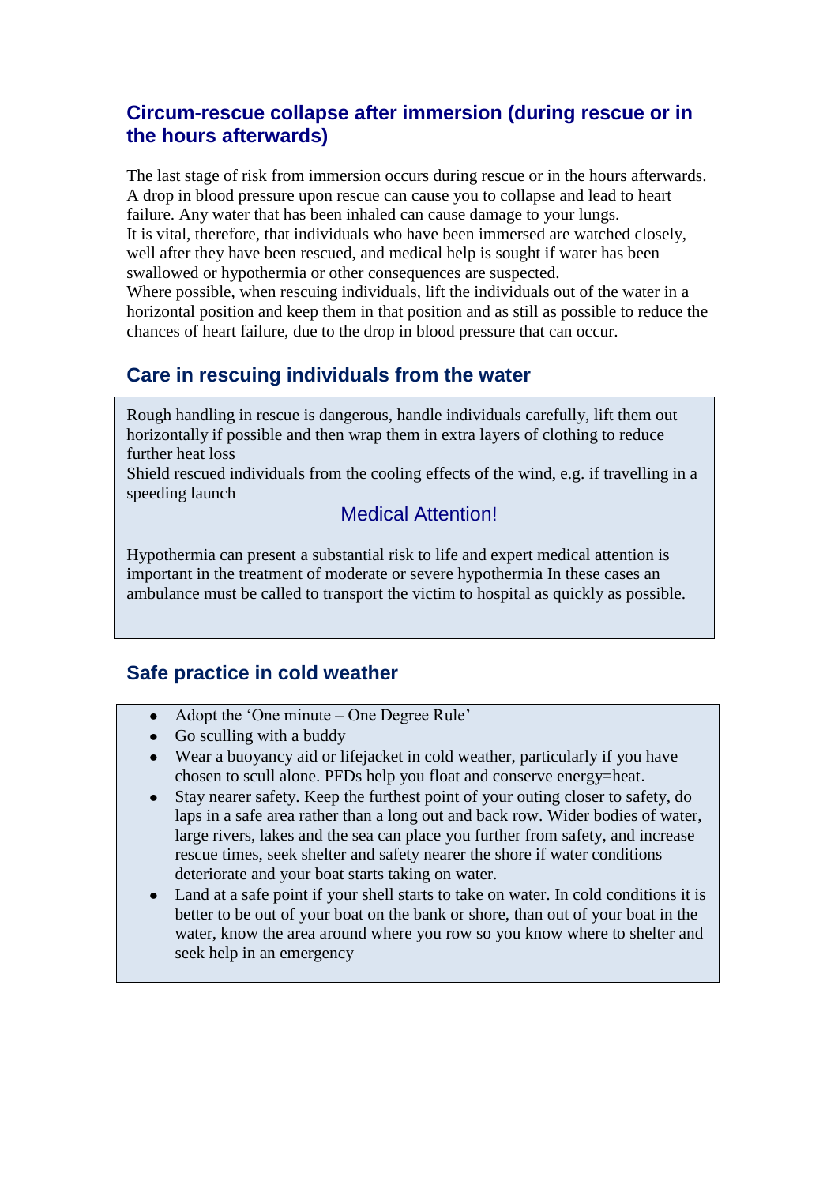## Circum-rescue collapse after immersion (during rescue or in the hours afterwards)

The last stage of risk from immersion occurs during rescue or in the hours afterwards. A drop in blood pressure upon rescue can cause you to collapse and lead to heart failure. Any water that has been inhaled can cause damage to your lungs.
It is vital, therefore, that individuals who have been immersed are watched closely, well after they have been rescued, and medical help is sought if water has been swallowed or hypothermia or other consequences are suspected.
Where possible, when rescuing individuals, lift the individuals out of the water in a horizontal position and keep them in that position and as still as possible to reduce the chances of heart failure, due to the drop in blood pressure that can occur.

## Care in rescuing individuals from the water

Rough handling in rescue is dangerous, handle individuals carefully, lift them out horizontally if possible and then wrap them in extra layers of clothing to reduce further heat loss
Shield rescued individuals from the cooling effects of the wind, e.g. if travelling in a speeding launch

### Medical Attention!

Hypothermia can present a substantial risk to life and expert medical attention is important in the treatment of moderate or severe hypothermia In these cases an ambulance must be called to transport the victim to hospital as quickly as possible.

## Safe practice in cold weather

- Adopt the 'One minute – One Degree Rule'
- Go sculling with a buddy
- Wear a buoyancy aid or lifejacket in cold weather, particularly if you have chosen to scull alone. PFDs help you float and conserve energy=heat.
- Stay nearer safety. Keep the furthest point of your outing closer to safety, do laps in a safe area rather than a long out and back row. Wider bodies of water, large rivers, lakes and the sea can place you further from safety, and increase rescue times, seek shelter and safety nearer the shore if water conditions deteriorate and your boat starts taking on water.
- Land at a safe point if your shell starts to take on water. In cold conditions it is better to be out of your boat on the bank or shore, than out of your boat in the water, know the area around where you row so you know where to shelter and seek help in an emergency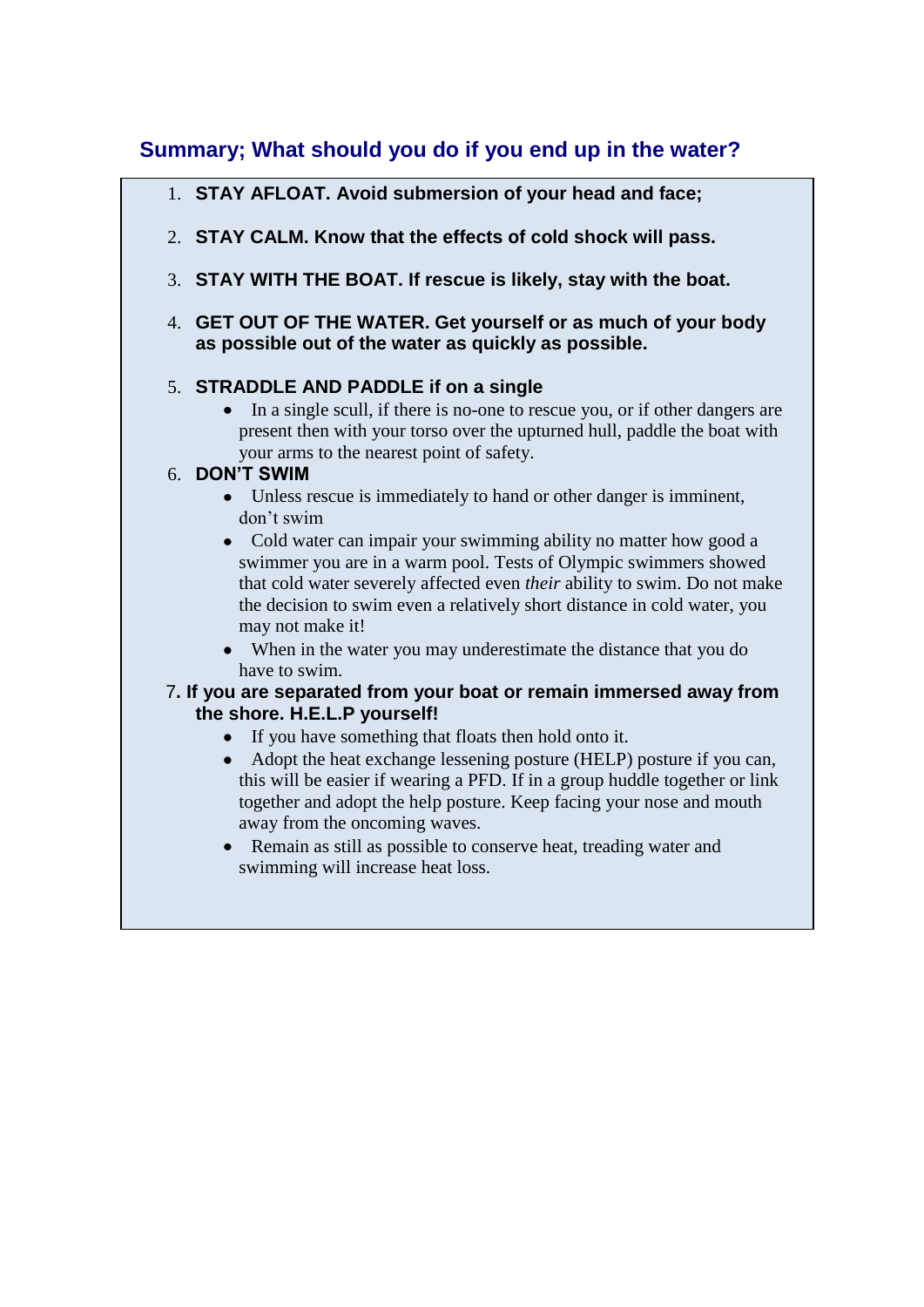## Summary; What should you do if you end up in the water?

1. **STAY AFLOAT. Avoid submersion of your head and face;**

2. **STAY CALM. Know that the effects of cold shock will pass.**

3. **STAY WITH THE BOAT. If rescue is likely, stay with the boat.**

4. **GET OUT OF THE WATER. Get yourself or as much of your body as possible out of the water as quickly as possible.**

5. **STRADDLE AND PADDLE if on a single**
   - In a single scull, if there is no-one to rescue you, or if other dangers are present then with your torso over the upturned hull, paddle the boat with your arms to the nearest point of safety.

6. **DON'T SWIM**
   - Unless rescue is immediately to hand or other danger is imminent, don't swim
   - Cold water can impair your swimming ability no matter how good a swimmer you are in a warm pool. Tests of Olympic swimmers showed that cold water severely affected even *their* ability to swim. Do not make the decision to swim even a relatively short distance in cold water, you may not make it!
   - When in the water you may underestimate the distance that you do have to swim.

7. **If you are separated from your boat or remain immersed away from the shore. H.E.L.P yourself!**
   - If you have something that floats then hold onto it.
   - Adopt the heat exchange lessening posture (HELP) posture if you can, this will be easier if wearing a PFD. If in a group huddle together or link together and adopt the help posture. Keep facing your nose and mouth away from the oncoming waves.
   - Remain as still as possible to conserve heat, treading water and swimming will increase heat loss.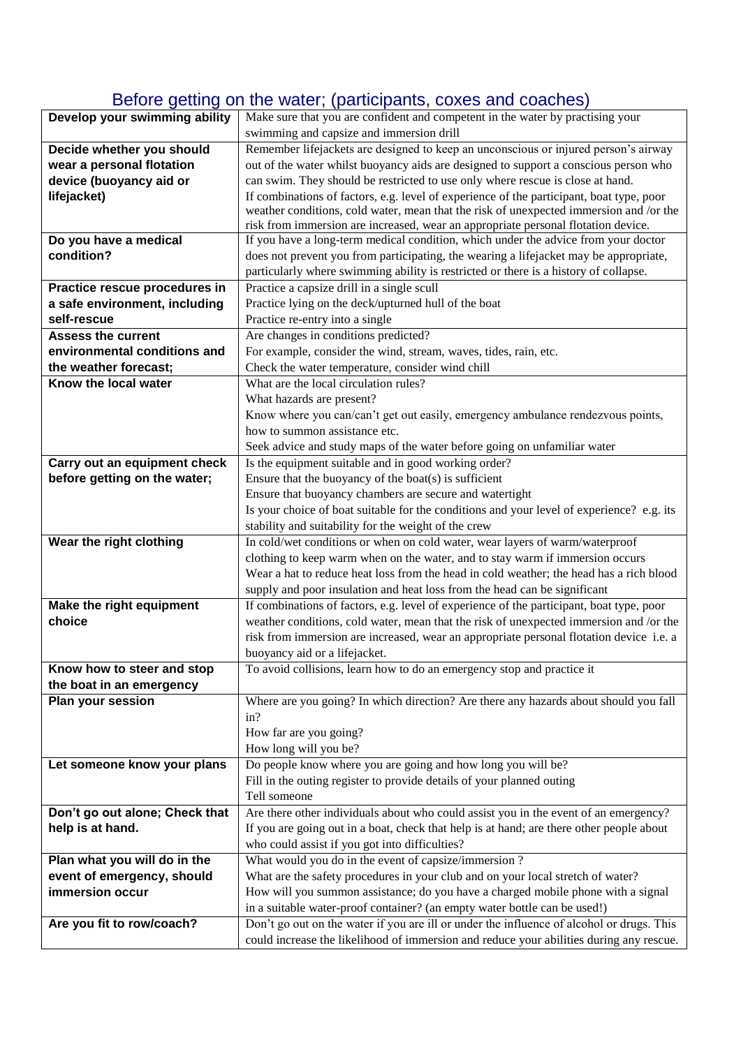## Before getting on the water; (participants, coxes and coaches)

| | |
|---|---|
| **Develop your swimming ability** | Make sure that you are confident and competent in the water by practising your swimming and capsize and immersion drill |
| **Decide whether you should wear a personal flotation device (buoyancy aid or lifejacket)** | Remember lifejackets are designed to keep an unconscious or injured person's airway out of the water whilst buoyancy aids are designed to support a conscious person who can swim. They should be restricted to use only where rescue is close at hand.<br>If combinations of factors, e.g. level of experience of the participant, boat type, poor weather conditions, cold water, mean that the risk of unexpected immersion and /or the risk from immersion are increased, wear an appropriate personal flotation device. |
| **Do you have a medical condition?** | If you have a long-term medical condition, which under the advice from your doctor does not prevent you from participating, the wearing a lifejacket may be appropriate, particularly where swimming ability is restricted or there is a history of collapse. |
| **Practice rescue procedures in a safe environment, including self-rescue** | Practice a capsize drill in a single scull<br>Practice lying on the deck/upturned hull of the boat<br>Practice re-entry into a single |
| **Assess the current environmental conditions and the weather forecast;** | Are changes in conditions predicted?<br>For example, consider the wind, stream, waves, tides, rain, etc.<br>Check the water temperature, consider wind chill |
| **Know the local water** | What are the local circulation rules?<br>What hazards are present?<br>Know where you can/can't get out easily, emergency ambulance rendezvous points, how to summon assistance etc.<br>Seek advice and study maps of the water before going on unfamiliar water |
| **Carry out an equipment check before getting on the water;** | Is the equipment suitable and in good working order?<br>Ensure that the buoyancy of the boat(s) is sufficient<br>Ensure that buoyancy chambers are secure and watertight<br>Is your choice of boat suitable for the conditions and your level of experience? e.g. its stability and suitability for the weight of the crew |
| **Wear the right clothing** | In cold/wet conditions or when on cold water, wear layers of warm/waterproof clothing to keep warm when on the water, and to stay warm if immersion occurs<br>Wear a hat to reduce heat loss from the head in cold weather; the head has a rich blood supply and poor insulation and heat loss from the head can be significant |
| **Make the right equipment choice** | If combinations of factors, e.g. level of experience of the participant, boat type, poor weather conditions, cold water, mean that the risk of unexpected immersion and /or the risk from immersion are increased, wear an appropriate personal flotation device i.e. a buoyancy aid or a lifejacket. |
| **Know how to steer and stop the boat in an emergency** | To avoid collisions, learn how to do an emergency stop and practice it |
| **Plan your session** | Where are you going? In which direction? Are there any hazards about should you fall in?<br>How far are you going?<br>How long will you be? |
| **Let someone know your plans** | Do people know where you are going and how long you will be?<br>Fill in the outing register to provide details of your planned outing<br>Tell someone |
| **Don't go out alone; Check that help is at hand.** | Are there other individuals about who could assist you in the event of an emergency?<br>If you are going out in a boat, check that help is at hand; are there other people about who could assist if you got into difficulties? |
| **Plan what you will do in the event of emergency, should immersion occur** | What would you do in the event of capsize/immersion ?<br>What are the safety procedures in your club and on your local stretch of water?<br>How will you summon assistance; do you have a charged mobile phone with a signal in a suitable water-proof container? (an empty water bottle can be used!) |
| **Are you fit to row/coach?** | Don't go out on the water if you are ill or under the influence of alcohol or drugs. This could increase the likelihood of immersion and reduce your abilities during any rescue. |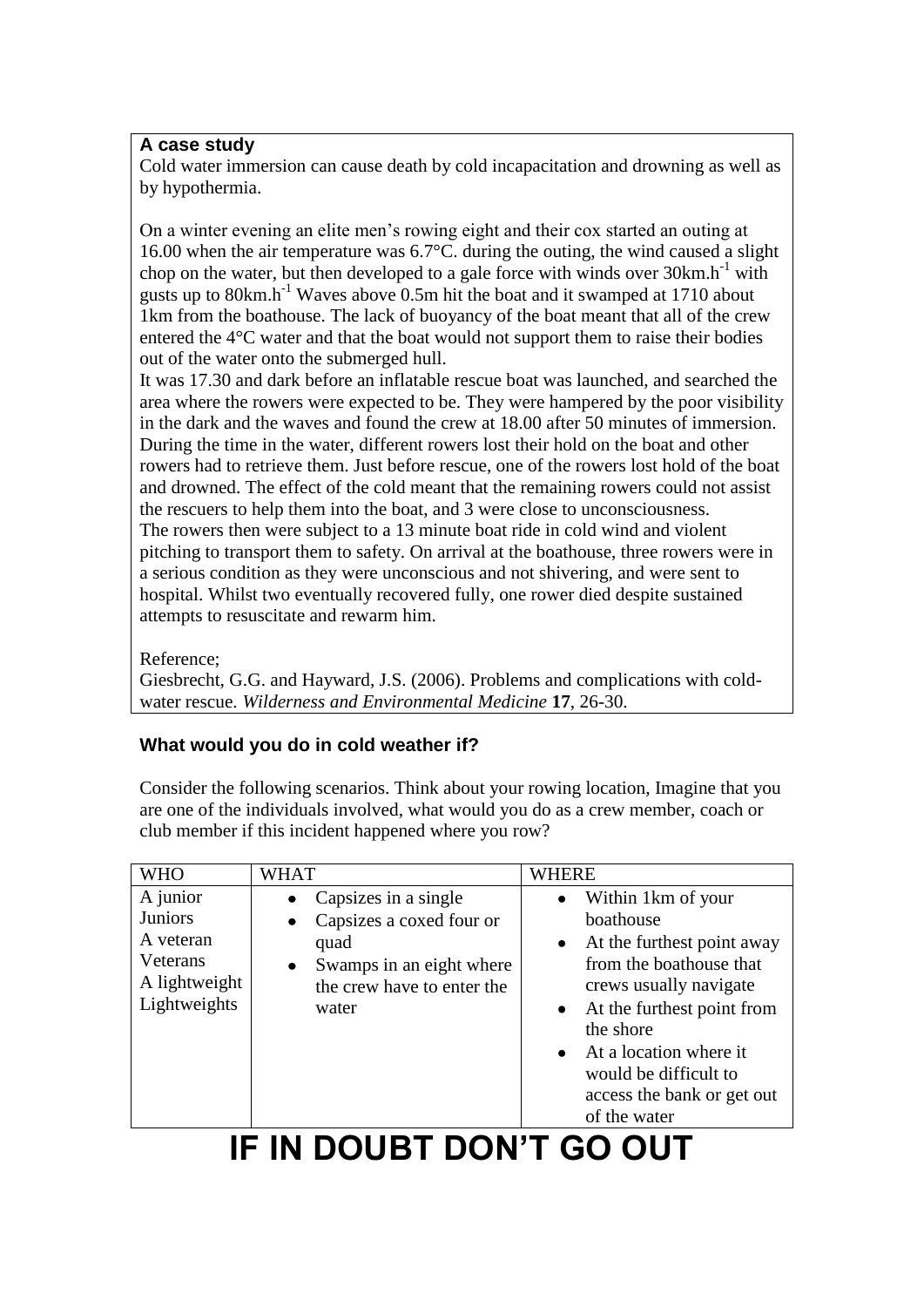**A case study**

Cold water immersion can cause death by cold incapacitation and drowning as well as by hypothermia.

On a winter evening an elite men's rowing eight and their cox started an outing at 16.00 when the air temperature was 6.7°C. during the outing, the wind caused a slight chop on the water, but then developed to a gale force with winds over 30km.h$^{-1}$ with gusts up to 80km.h$^{-1}$ Waves above 0.5m hit the boat and it swamped at 1710 about 1km from the boathouse. The lack of buoyancy of the boat meant that all of the crew entered the 4°C water and that the boat would not support them to raise their bodies out of the water onto the submerged hull.

It was 17.30 and dark before an inflatable rescue boat was launched, and searched the area where the rowers were expected to be. They were hampered by the poor visibility in the dark and the waves and found the crew at 18.00 after 50 minutes of immersion. During the time in the water, different rowers lost their hold on the boat and other rowers had to retrieve them. Just before rescue, one of the rowers lost hold of the boat and drowned. The effect of the cold meant that the remaining rowers could not assist the rescuers to help them into the boat, and 3 were close to unconsciousness.

The rowers then were subject to a 13 minute boat ride in cold wind and violent pitching to transport them to safety. On arrival at the boathouse, three rowers were in a serious condition as they were unconscious and not shivering, and were sent to hospital. Whilst two eventually recovered fully, one rower died despite sustained attempts to resuscitate and rewarm him.

Reference;

Giesbrecht, G.G. and Hayward, J.S. (2006). Problems and complications with cold-water rescue. *Wilderness and Environmental Medicine* **17**, 26-30.

**What would you do in cold weather if?**

Consider the following scenarios. Think about your rowing location, Imagine that you are one of the individuals involved, what would you do as a crew member, coach or club member if this incident happened where you row?

| WHO | WHAT | WHERE |
|---|---|---|
| A junior<br>Juniors<br>A veteran<br>Veterans<br>A lightweight<br>Lightweights | • Capsizes in a single<br>• Capsizes a coxed four or quad<br>• Swamps in an eight where the crew have to enter the water | • Within 1km of your boathouse<br>• At the furthest point away from the boathouse that crews usually navigate<br>• At the furthest point from the shore<br>• At a location where it would be difficult to access the bank or get out of the water |

# IF IN DOUBT DON'T GO OUT